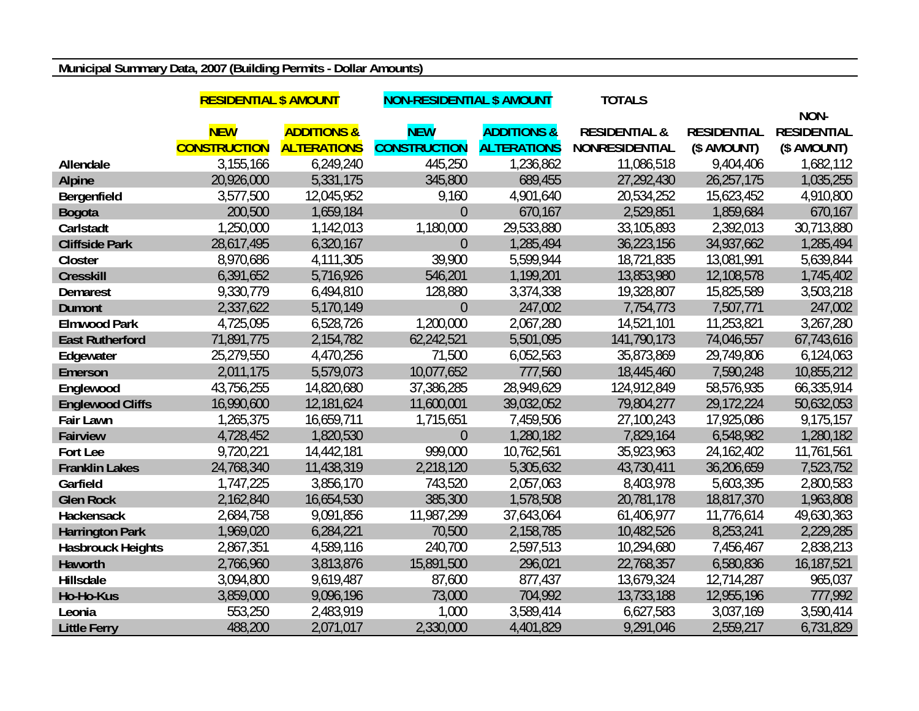**Municipal Summary Data, 2007 (Building Permits - Dollar Amounts)**

| | RESIDENTIAL $ AMOUNT | | NON-RESIDENTIAL $ AMOUNT | | TOTALS | | |
|---|---|---|---|---|---|---|---|
| | NEW CONSTRUCTION | ADDITIONS & ALTERATIONS | NEW CONSTRUCTION | ADDITIONS & ALTERATIONS | RESIDENTIAL & NONRESIDENTIAL | RESIDENTIAL ($ AMOUNT) | NON-RESIDENTIAL ($ AMOUNT) |
| **Allendale** | 3,155,166 | 6,249,240 | 445,250 | 1,236,862 | 11,086,518 | 9,404,406 | 1,682,112 |
| **Alpine** | 20,926,000 | 5,331,175 | 345,800 | 689,455 | 27,292,430 | 26,257,175 | 1,035,255 |
| **Bergenfield** | 3,577,500 | 12,045,952 | 9,160 | 4,901,640 | 20,534,252 | 15,623,452 | 4,910,800 |
| **Bogota** | 200,500 | 1,659,184 | 0 | 670,167 | 2,529,851 | 1,859,684 | 670,167 |
| **Carlstadt** | 1,250,000 | 1,142,013 | 1,180,000 | 29,533,880 | 33,105,893 | 2,392,013 | 30,713,880 |
| **Cliffside Park** | 28,617,495 | 6,320,167 | 0 | 1,285,494 | 36,223,156 | 34,937,662 | 1,285,494 |
| **Closter** | 8,970,686 | 4,111,305 | 39,900 | 5,599,944 | 18,721,835 | 13,081,991 | 5,639,844 |
| **Cresskill** | 6,391,652 | 5,716,926 | 546,201 | 1,199,201 | 13,853,980 | 12,108,578 | 1,745,402 |
| **Demarest** | 9,330,779 | 6,494,810 | 128,880 | 3,374,338 | 19,328,807 | 15,825,589 | 3,503,218 |
| **Dumont** | 2,337,622 | 5,170,149 | 0 | 247,002 | 7,754,773 | 7,507,771 | 247,002 |
| **Elmwood Park** | 4,725,095 | 6,528,726 | 1,200,000 | 2,067,280 | 14,521,101 | 11,253,821 | 3,267,280 |
| **East Rutherford** | 71,891,775 | 2,154,782 | 62,242,521 | 5,501,095 | 141,790,173 | 74,046,557 | 67,743,616 |
| **Edgewater** | 25,279,550 | 4,470,256 | 71,500 | 6,052,563 | 35,873,869 | 29,749,806 | 6,124,063 |
| **Emerson** | 2,011,175 | 5,579,073 | 10,077,652 | 777,560 | 18,445,460 | 7,590,248 | 10,855,212 |
| **Englewood** | 43,756,255 | 14,820,680 | 37,386,285 | 28,949,629 | 124,912,849 | 58,576,935 | 66,335,914 |
| **Englewood Cliffs** | 16,990,600 | 12,181,624 | 11,600,001 | 39,032,052 | 79,804,277 | 29,172,224 | 50,632,053 |
| **Fair Lawn** | 1,265,375 | 16,659,711 | 1,715,651 | 7,459,506 | 27,100,243 | 17,925,086 | 9,175,157 |
| **Fairview** | 4,728,452 | 1,820,530 | 0 | 1,280,182 | 7,829,164 | 6,548,982 | 1,280,182 |
| **Fort Lee** | 9,720,221 | 14,442,181 | 999,000 | 10,762,561 | 35,923,963 | 24,162,402 | 11,761,561 |
| **Franklin Lakes** | 24,768,340 | 11,438,319 | 2,218,120 | 5,305,632 | 43,730,411 | 36,206,659 | 7,523,752 |
| **Garfield** | 1,747,225 | 3,856,170 | 743,520 | 2,057,063 | 8,403,978 | 5,603,395 | 2,800,583 |
| **Glen Rock** | 2,162,840 | 16,654,530 | 385,300 | 1,578,508 | 20,781,178 | 18,817,370 | 1,963,808 |
| **Hackensack** | 2,684,758 | 9,091,856 | 11,987,299 | 37,643,064 | 61,406,977 | 11,776,614 | 49,630,363 |
| **Harrington Park** | 1,969,020 | 6,284,221 | 70,500 | 2,158,785 | 10,482,526 | 8,253,241 | 2,229,285 |
| **Hasbrouck Heights** | 2,867,351 | 4,589,116 | 240,700 | 2,597,513 | 10,294,680 | 7,456,467 | 2,838,213 |
| **Haworth** | 2,766,960 | 3,813,876 | 15,891,500 | 296,021 | 22,768,357 | 6,580,836 | 16,187,521 |
| **Hillsdale** | 3,094,800 | 9,619,487 | 87,600 | 877,437 | 13,679,324 | 12,714,287 | 965,037 |
| **Ho-Ho-Kus** | 3,859,000 | 9,096,196 | 73,000 | 704,992 | 13,733,188 | 12,955,196 | 777,992 |
| **Leonia** | 553,250 | 2,483,919 | 1,000 | 3,589,414 | 6,627,583 | 3,037,169 | 3,590,414 |
| **Little Ferry** | 488,200 | 2,071,017 | 2,330,000 | 4,401,829 | 9,291,046 | 2,559,217 | 6,731,829 |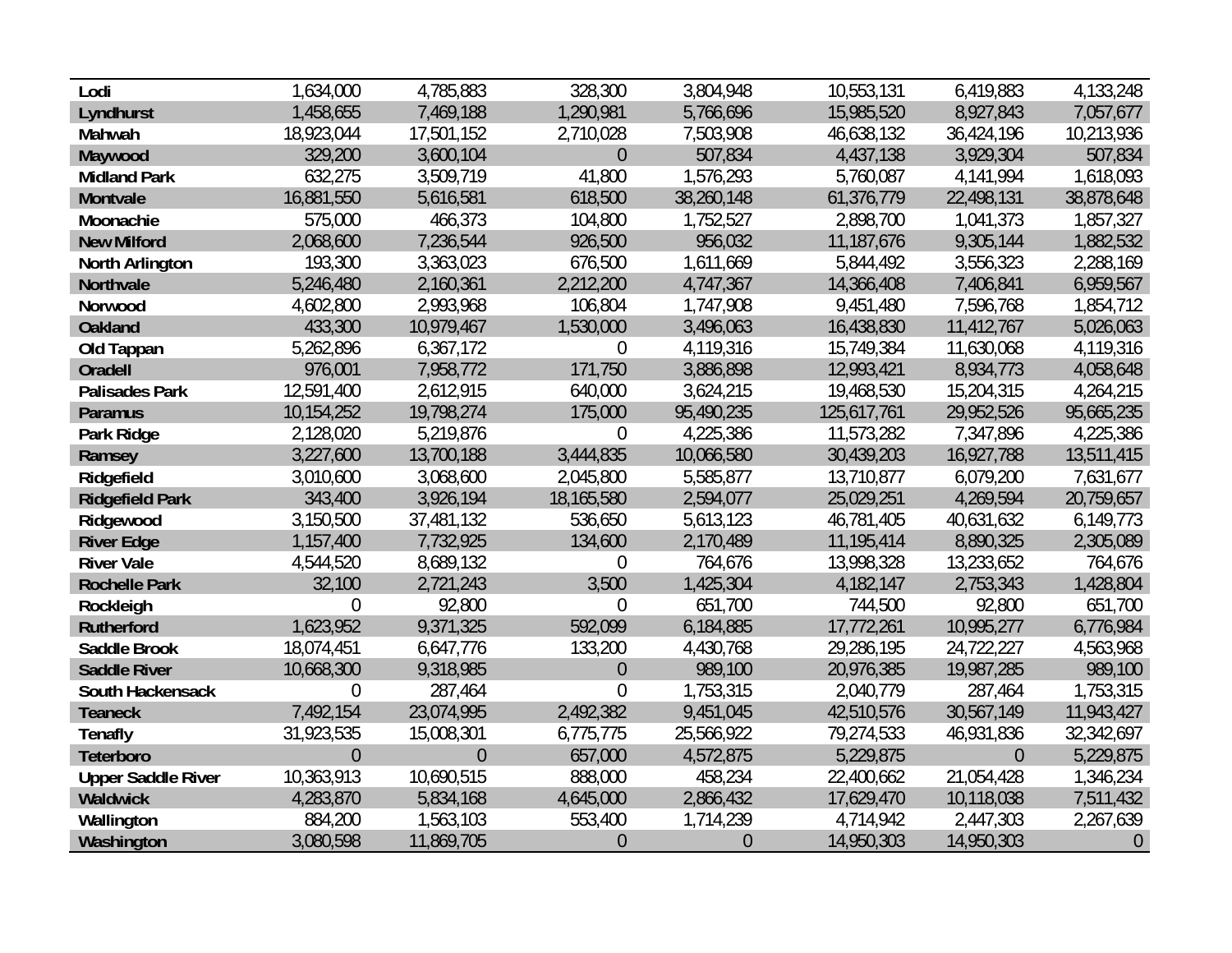| | | | | | | | |
|---|---|---|---|---|---|---|---|
| **Lodi** | 1,634,000 | 4,785,883 | 328,300 | 3,804,948 | 10,553,131 | 6,419,883 | 4,133,248 |
| **Lyndhurst** | 1,458,655 | 7,469,188 | 1,290,981 | 5,766,696 | 15,985,520 | 8,927,843 | 7,057,677 |
| **Mahwah** | 18,923,044 | 17,501,152 | 2,710,028 | 7,503,908 | 46,638,132 | 36,424,196 | 10,213,936 |
| **Maywood** | 329,200 | 3,600,104 | 0 | 507,834 | 4,437,138 | 3,929,304 | 507,834 |
| **Midland Park** | 632,275 | 3,509,719 | 41,800 | 1,576,293 | 5,760,087 | 4,141,994 | 1,618,093 |
| **Montvale** | 16,881,550 | 5,616,581 | 618,500 | 38,260,148 | 61,376,779 | 22,498,131 | 38,878,648 |
| **Moonachie** | 575,000 | 466,373 | 104,800 | 1,752,527 | 2,898,700 | 1,041,373 | 1,857,327 |
| **New Milford** | 2,068,600 | 7,236,544 | 926,500 | 956,032 | 11,187,676 | 9,305,144 | 1,882,532 |
| **North Arlington** | 193,300 | 3,363,023 | 676,500 | 1,611,669 | 5,844,492 | 3,556,323 | 2,288,169 |
| **Northvale** | 5,246,480 | 2,160,361 | 2,212,200 | 4,747,367 | 14,366,408 | 7,406,841 | 6,959,567 |
| **Norwood** | 4,602,800 | 2,993,968 | 106,804 | 1,747,908 | 9,451,480 | 7,596,768 | 1,854,712 |
| **Oakland** | 433,300 | 10,979,467 | 1,530,000 | 3,496,063 | 16,438,830 | 11,412,767 | 5,026,063 |
| **Old Tappan** | 5,262,896 | 6,367,172 | 0 | 4,119,316 | 15,749,384 | 11,630,068 | 4,119,316 |
| **Oradell** | 976,001 | 7,958,772 | 171,750 | 3,886,898 | 12,993,421 | 8,934,773 | 4,058,648 |
| **Palisades Park** | 12,591,400 | 2,612,915 | 640,000 | 3,624,215 | 19,468,530 | 15,204,315 | 4,264,215 |
| **Paramus** | 10,154,252 | 19,798,274 | 175,000 | 95,490,235 | 125,617,761 | 29,952,526 | 95,665,235 |
| **Park Ridge** | 2,128,020 | 5,219,876 | 0 | 4,225,386 | 11,573,282 | 7,347,896 | 4,225,386 |
| **Ramsey** | 3,227,600 | 13,700,188 | 3,444,835 | 10,066,580 | 30,439,203 | 16,927,788 | 13,511,415 |
| **Ridgefield** | 3,010,600 | 3,068,600 | 2,045,800 | 5,585,877 | 13,710,877 | 6,079,200 | 7,631,677 |
| **Ridgefield Park** | 343,400 | 3,926,194 | 18,165,580 | 2,594,077 | 25,029,251 | 4,269,594 | 20,759,657 |
| **Ridgewood** | 3,150,500 | 37,481,132 | 536,650 | 5,613,123 | 46,781,405 | 40,631,632 | 6,149,773 |
| **River Edge** | 1,157,400 | 7,732,925 | 134,600 | 2,170,489 | 11,195,414 | 8,890,325 | 2,305,089 |
| **River Vale** | 4,544,520 | 8,689,132 | 0 | 764,676 | 13,998,328 | 13,233,652 | 764,676 |
| **Rochelle Park** | 32,100 | 2,721,243 | 3,500 | 1,425,304 | 4,182,147 | 2,753,343 | 1,428,804 |
| **Rockleigh** | 0 | 92,800 | 0 | 651,700 | 744,500 | 92,800 | 651,700 |
| **Rutherford** | 1,623,952 | 9,371,325 | 592,099 | 6,184,885 | 17,772,261 | 10,995,277 | 6,776,984 |
| **Saddle Brook** | 18,074,451 | 6,647,776 | 133,200 | 4,430,768 | 29,286,195 | 24,722,227 | 4,563,968 |
| **Saddle River** | 10,668,300 | 9,318,985 | 0 | 989,100 | 20,976,385 | 19,987,285 | 989,100 |
| **South Hackensack** | 0 | 287,464 | 0 | 1,753,315 | 2,040,779 | 287,464 | 1,753,315 |
| **Teaneck** | 7,492,154 | 23,074,995 | 2,492,382 | 9,451,045 | 42,510,576 | 30,567,149 | 11,943,427 |
| **Tenafly** | 31,923,535 | 15,008,301 | 6,775,775 | 25,566,922 | 79,274,533 | 46,931,836 | 32,342,697 |
| **Teterboro** | 0 | 0 | 657,000 | 4,572,875 | 5,229,875 | 0 | 5,229,875 |
| **Upper Saddle River** | 10,363,913 | 10,690,515 | 888,000 | 458,234 | 22,400,662 | 21,054,428 | 1,346,234 |
| **Waldwick** | 4,283,870 | 5,834,168 | 4,645,000 | 2,866,432 | 17,629,470 | 10,118,038 | 7,511,432 |
| **Wallington** | 884,200 | 1,563,103 | 553,400 | 1,714,239 | 4,714,942 | 2,447,303 | 2,267,639 |
| **Washington** | 3,080,598 | 11,869,705 | 0 | 0 | 14,950,303 | 14,950,303 | 0 |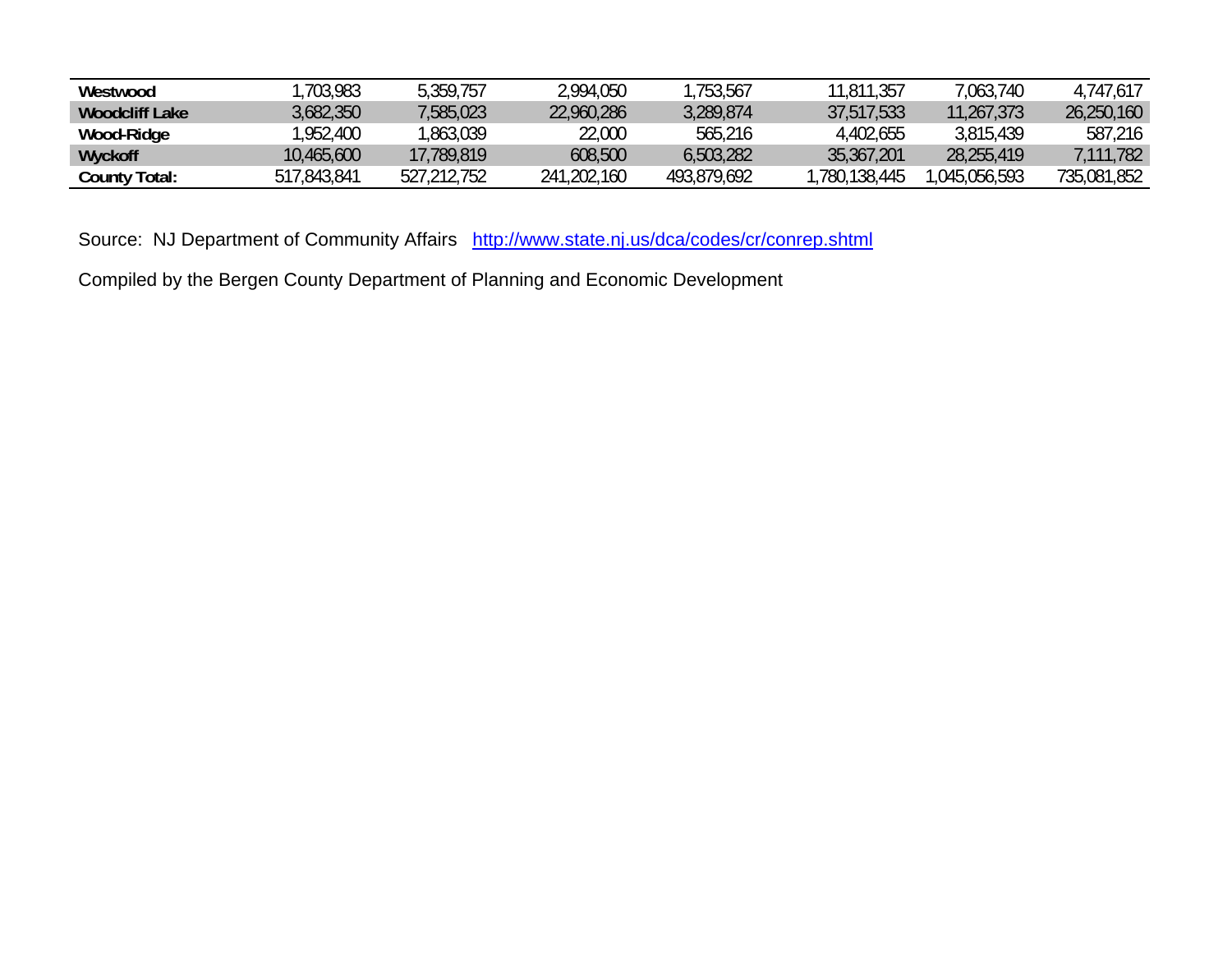| | | | | | | | |
|---|---|---|---|---|---|---|---|
| **Westwood** | 1,703,983 | 5,359,757 | 2,994,050 | 1,753,567 | 11,811,357 | 7,063,740 | 4,747,617 |
| **Woodcliff Lake** | 3,682,350 | 7,585,023 | 22,960,286 | 3,289,874 | 37,517,533 | 11,267,373 | 26,250,160 |
| **Wood-Ridge** | 1,952,400 | 1,863,039 | 22,000 | 565,216 | 4,402,655 | 3,815,439 | 587,216 |
| **Wyckoff** | 10,465,600 | 17,789,819 | 608,500 | 6,503,282 | 35,367,201 | 28,255,419 | 7,111,782 |
| **County Total:** | 517,843,841 | 527,212,752 | 241,202,160 | 493,879,692 | 1,780,138,445 | 1,045,056,593 | 735,081,852 |

Source: NJ Department of Community Affairs http://www.state.nj.us/dca/codes/cr/conrep.shtml

Compiled by the Bergen County Department of Planning and Economic Development